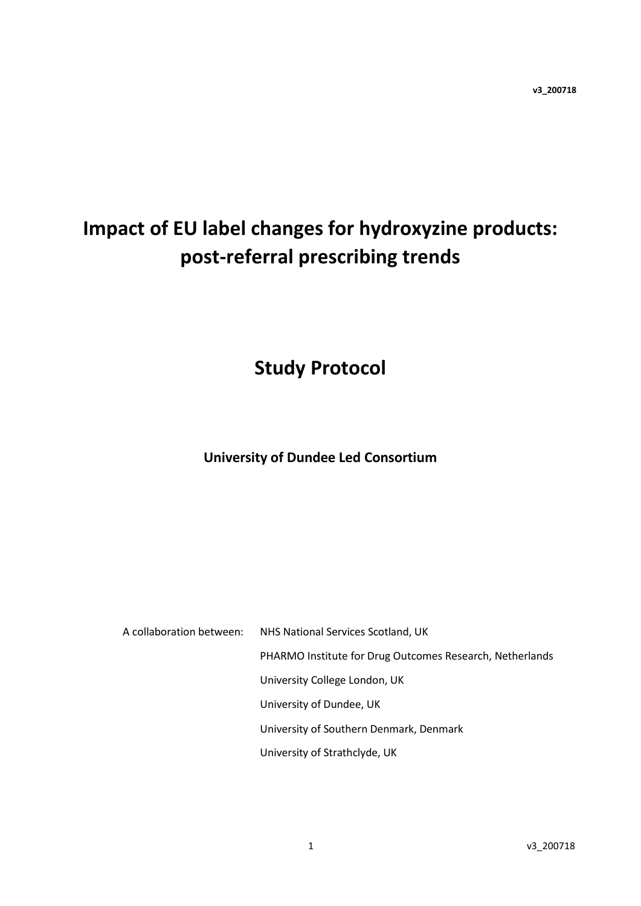# Impact of EU label changes for hydroxyzine products: post-referral prescribing trends

## Study Protocol

### University of Dundee Led Consortium

A collaboration between:

- NHS National Services Scotland, UK
- PHARMO Institute for Drug Outcomes Research, Netherlands
- University College London, UK
- University of Dundee, UK
- University of Southern Denmark, Denmark
- University of Strathclyde, UK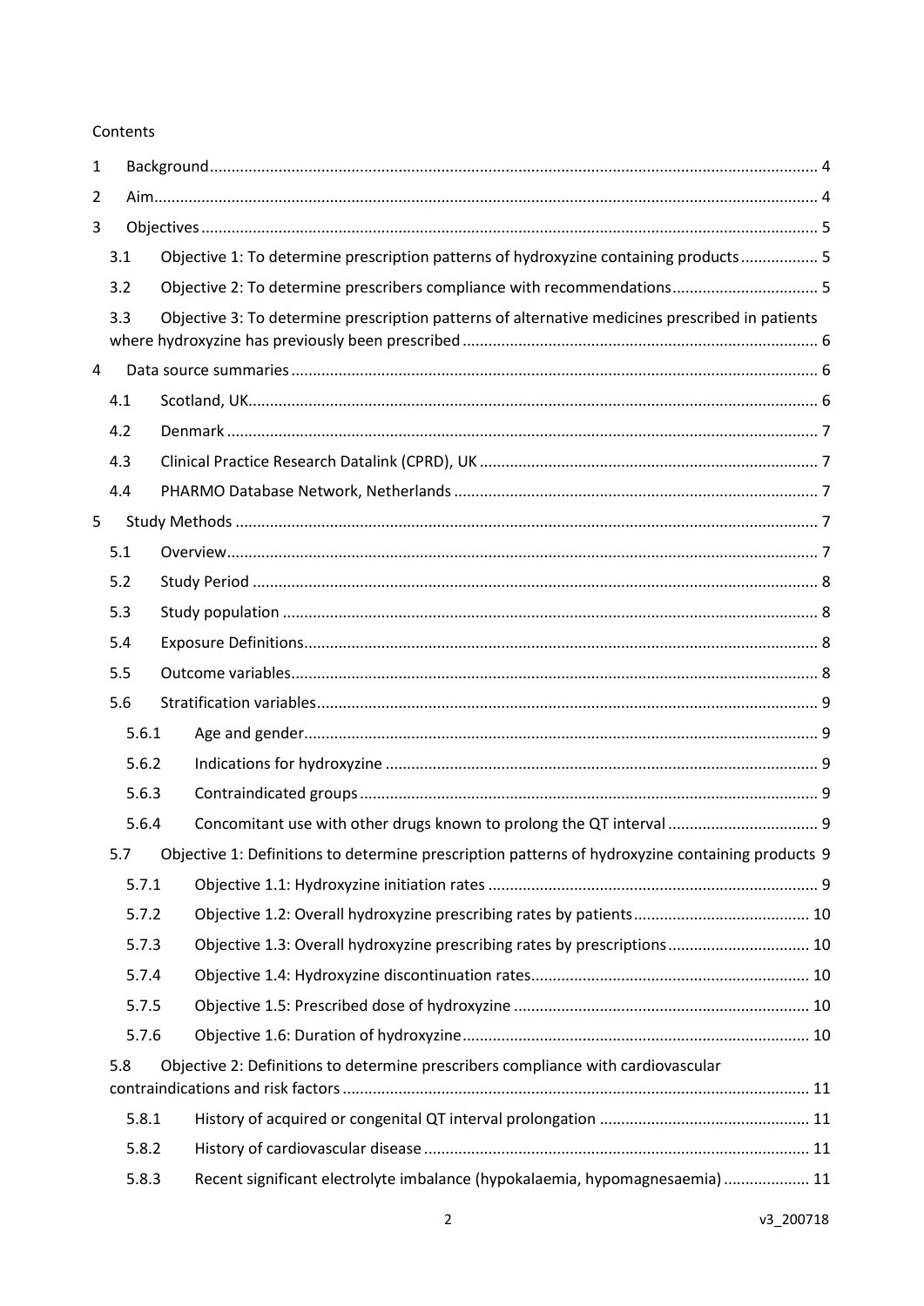Contents

1 Background ... 4
2 Aim ... 4
3 Objectives ... 5
  3.1 Objective 1: To determine prescription patterns of hydroxyzine containing products ... 5
  3.2 Objective 2: To determine prescribers compliance with recommendations ... 5
  3.3 Objective 3: To determine prescription patterns of alternative medicines prescribed in patients where hydroxyzine has previously been prescribed ... 6
4 Data source summaries ... 6
  4.1 Scotland, UK ... 6
  4.2 Denmark ... 7
  4.3 Clinical Practice Research Datalink (CPRD), UK ... 7
  4.4 PHARMO Database Network, Netherlands ... 7
5 Study Methods ... 7
  5.1 Overview ... 7
  5.2 Study Period ... 8
  5.3 Study population ... 8
  5.4 Exposure Definitions ... 8
  5.5 Outcome variables ... 8
  5.6 Stratification variables ... 9
    5.6.1 Age and gender ... 9
    5.6.2 Indications for hydroxyzine ... 9
    5.6.3 Contraindicated groups ... 9
    5.6.4 Concomitant use with other drugs known to prolong the QT interval ... 9
  5.7 Objective 1: Definitions to determine prescription patterns of hydroxyzine containing products 9
    5.7.1 Objective 1.1: Hydroxyzine initiation rates ... 9
    5.7.2 Objective 1.2: Overall hydroxyzine prescribing rates by patients ... 10
    5.7.3 Objective 1.3: Overall hydroxyzine prescribing rates by prescriptions ... 10
    5.7.4 Objective 1.4: Hydroxyzine discontinuation rates ... 10
    5.7.5 Objective 1.5: Prescribed dose of hydroxyzine ... 10
    5.7.6 Objective 1.6: Duration of hydroxyzine ... 10
  5.8 Objective 2: Definitions to determine prescribers compliance with cardiovascular contraindications and risk factors ... 11
    5.8.1 History of acquired or congenital QT interval prolongation ... 11
    5.8.2 History of cardiovascular disease ... 11
    5.8.3 Recent significant electrolyte imbalance (hypokalaemia, hypomagnesaemia) ... 11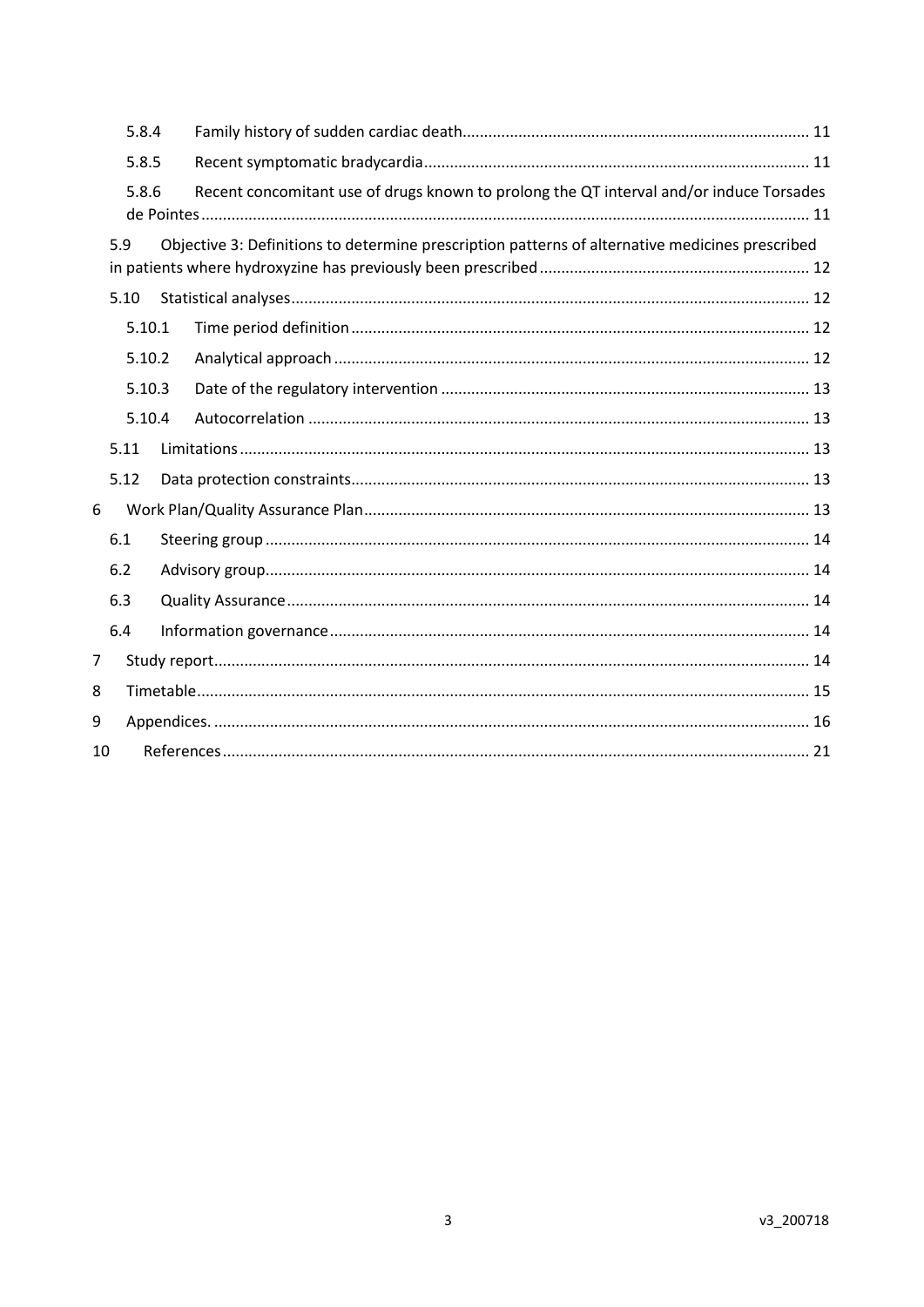5.8.4 Family history of sudden cardiac death ........ 11

5.8.5 Recent symptomatic bradycardia ........ 11

5.8.6 Recent concomitant use of drugs known to prolong the QT interval and/or induce Torsades de Pointes ........ 11

5.9 Objective 3: Definitions to determine prescription patterns of alternative medicines prescribed in patients where hydroxyzine has previously been prescribed ........ 12

5.10 Statistical analyses ........ 12

5.10.1 Time period definition ........ 12

5.10.2 Analytical approach ........ 12

5.10.3 Date of the regulatory intervention ........ 13

5.10.4 Autocorrelation ........ 13

5.11 Limitations ........ 13

5.12 Data protection constraints ........ 13

6 Work Plan/Quality Assurance Plan ........ 13

6.1 Steering group ........ 14

6.2 Advisory group ........ 14

6.3 Quality Assurance ........ 14

6.4 Information governance ........ 14

7 Study report ........ 14

8 Timetable ........ 15

9 Appendices. ........ 16

10 References ........ 21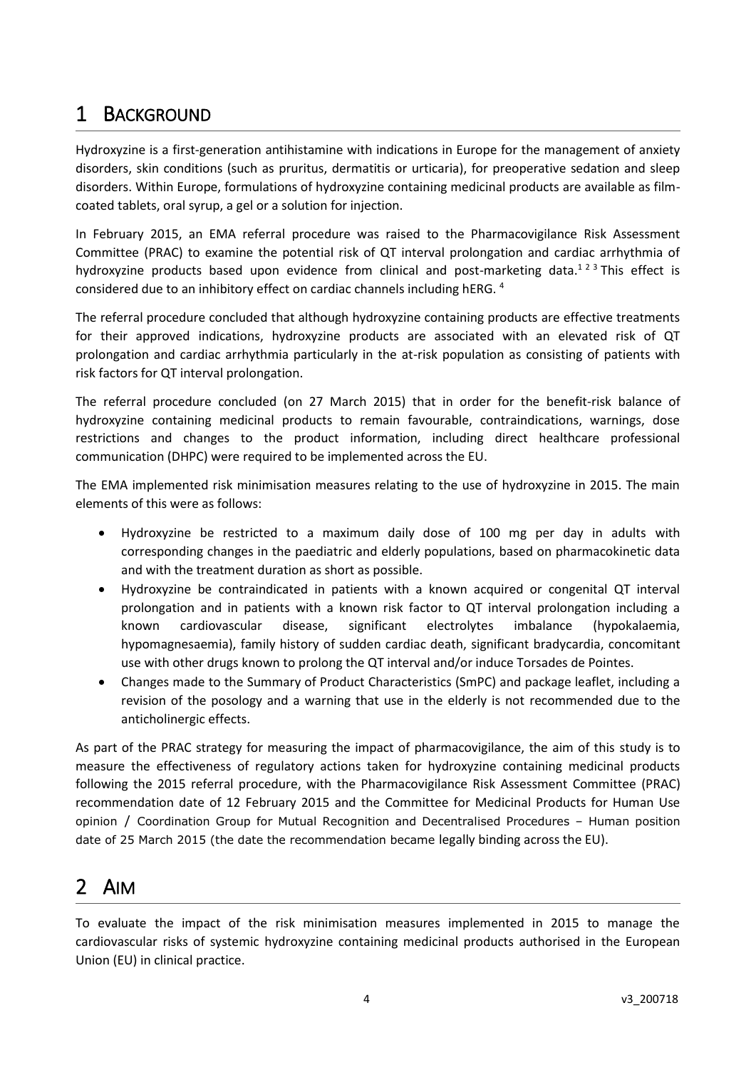# 1 BACKGROUND

Hydroxyzine is a first-generation antihistamine with indications in Europe for the management of anxiety disorders, skin conditions (such as pruritus, dermatitis or urticaria), for preoperative sedation and sleep disorders. Within Europe, formulations of hydroxyzine containing medicinal products are available as film-coated tablets, oral syrup, a gel or a solution for injection.

In February 2015, an EMA referral procedure was raised to the Pharmacovigilance Risk Assessment Committee (PRAC) to examine the potential risk of QT interval prolongation and cardiac arrhythmia of hydroxyzine products based upon evidence from clinical and post-marketing data.[1 2 3] This effect is considered due to an inhibitory effect on cardiac channels including hERG. [4]

The referral procedure concluded that although hydroxyzine containing products are effective treatments for their approved indications, hydroxyzine products are associated with an elevated risk of QT prolongation and cardiac arrhythmia particularly in the at-risk population as consisting of patients with risk factors for QT interval prolongation.

The referral procedure concluded (on 27 March 2015) that in order for the benefit-risk balance of hydroxyzine containing medicinal products to remain favourable, contraindications, warnings, dose restrictions and changes to the product information, including direct healthcare professional communication (DHPC) were required to be implemented across the EU.

The EMA implemented risk minimisation measures relating to the use of hydroxyzine in 2015. The main elements of this were as follows:

- Hydroxyzine be restricted to a maximum daily dose of 100 mg per day in adults with corresponding changes in the paediatric and elderly populations, based on pharmacokinetic data and with the treatment duration as short as possible.
- Hydroxyzine be contraindicated in patients with a known acquired or congenital QT interval prolongation and in patients with a known risk factor to QT interval prolongation including a known cardiovascular disease, significant electrolytes imbalance (hypokalaemia, hypomagnesaemia), family history of sudden cardiac death, significant bradycardia, concomitant use with other drugs known to prolong the QT interval and/or induce Torsades de Pointes.
- Changes made to the Summary of Product Characteristics (SmPC) and package leaflet, including a revision of the posology and a warning that use in the elderly is not recommended due to the anticholinergic effects.

As part of the PRAC strategy for measuring the impact of pharmacovigilance, the aim of this study is to measure the effectiveness of regulatory actions taken for hydroxyzine containing medicinal products following the 2015 referral procedure, with the Pharmacovigilance Risk Assessment Committee (PRAC) recommendation date of 12 February 2015 and the Committee for Medicinal Products for Human Use opinion / Coordination Group for Mutual Recognition and Decentralised Procedures – Human position date of 25 March 2015 (the date the recommendation became legally binding across the EU).

# 2 AIM

To evaluate the impact of the risk minimisation measures implemented in 2015 to manage the cardiovascular risks of systemic hydroxyzine containing medicinal products authorised in the European Union (EU) in clinical practice.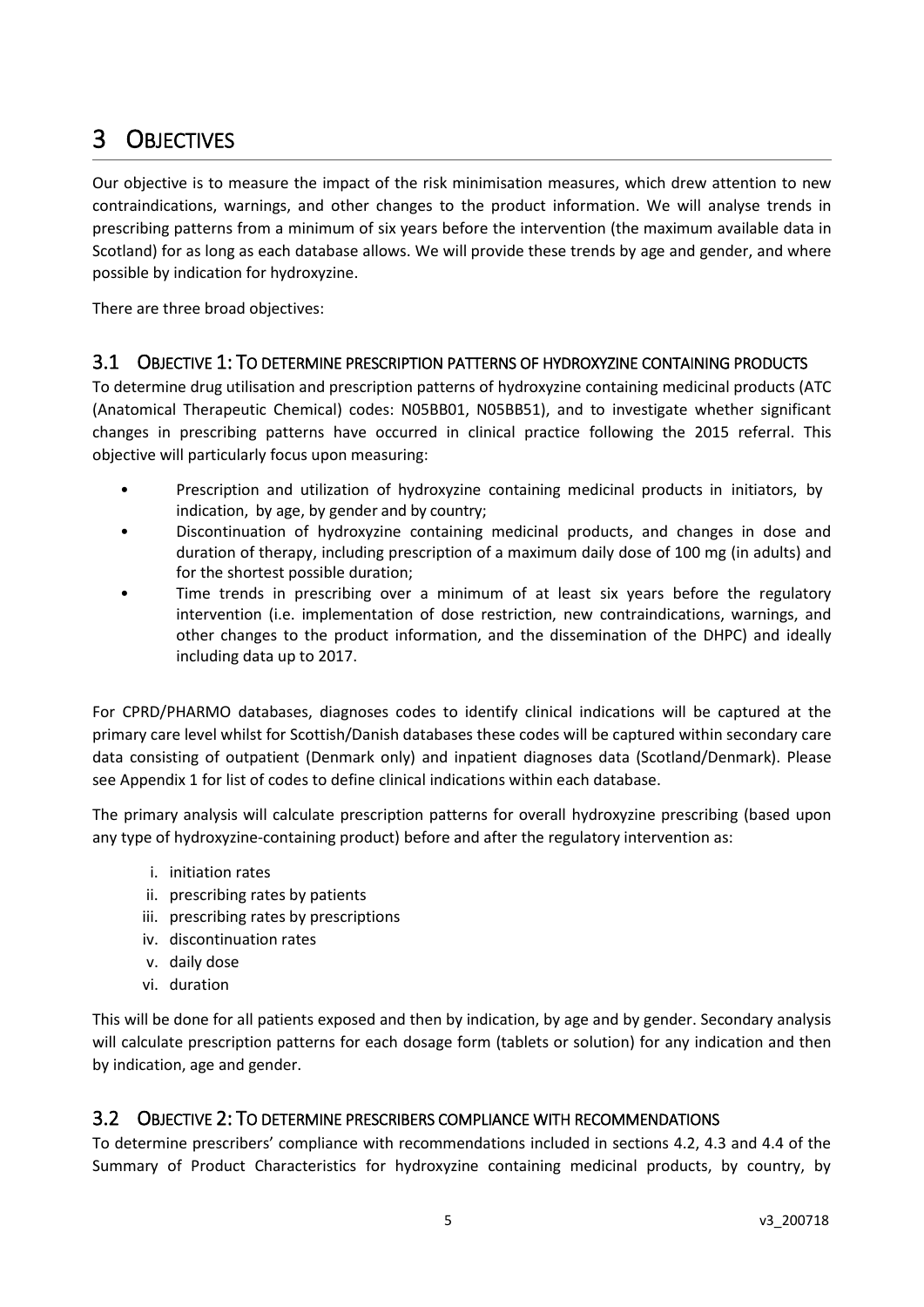# 3 Objectives

Our objective is to measure the impact of the risk minimisation measures, which drew attention to new contraindications, warnings, and other changes to the product information. We will analyse trends in prescribing patterns from a minimum of six years before the intervention (the maximum available data in Scotland) for as long as each database allows. We will provide these trends by age and gender, and where possible by indication for hydroxyzine.

There are three broad objectives:

## 3.1 Objective 1: To determine prescription patterns of hydroxyzine containing products

To determine drug utilisation and prescription patterns of hydroxyzine containing medicinal products (ATC (Anatomical Therapeutic Chemical) codes: N05BB01, N05BB51), and to investigate whether significant changes in prescribing patterns have occurred in clinical practice following the 2015 referral. This objective will particularly focus upon measuring:

- Prescription and utilization of hydroxyzine containing medicinal products in initiators, by indication, by age, by gender and by country;
- Discontinuation of hydroxyzine containing medicinal products, and changes in dose and duration of therapy, including prescription of a maximum daily dose of 100 mg (in adults) and for the shortest possible duration;
- Time trends in prescribing over a minimum of at least six years before the regulatory intervention (i.e. implementation of dose restriction, new contraindications, warnings, and other changes to the product information, and the dissemination of the DHPC) and ideally including data up to 2017.

For CPRD/PHARMO databases, diagnoses codes to identify clinical indications will be captured at the primary care level whilst for Scottish/Danish databases these codes will be captured within secondary care data consisting of outpatient (Denmark only) and inpatient diagnoses data (Scotland/Denmark). Please see Appendix 1 for list of codes to define clinical indications within each database.

The primary analysis will calculate prescription patterns for overall hydroxyzine prescribing (based upon any type of hydroxyzine-containing product) before and after the regulatory intervention as:

i. initiation rates
ii. prescribing rates by patients
iii. prescribing rates by prescriptions
iv. discontinuation rates
v. daily dose
vi. duration

This will be done for all patients exposed and then by indication, by age and by gender. Secondary analysis will calculate prescription patterns for each dosage form (tablets or solution) for any indication and then by indication, age and gender.

## 3.2 Objective 2: To determine prescribers compliance with recommendations

To determine prescribers' compliance with recommendations included in sections 4.2, 4.3 and 4.4 of the Summary of Product Characteristics for hydroxyzine containing medicinal products, by country, by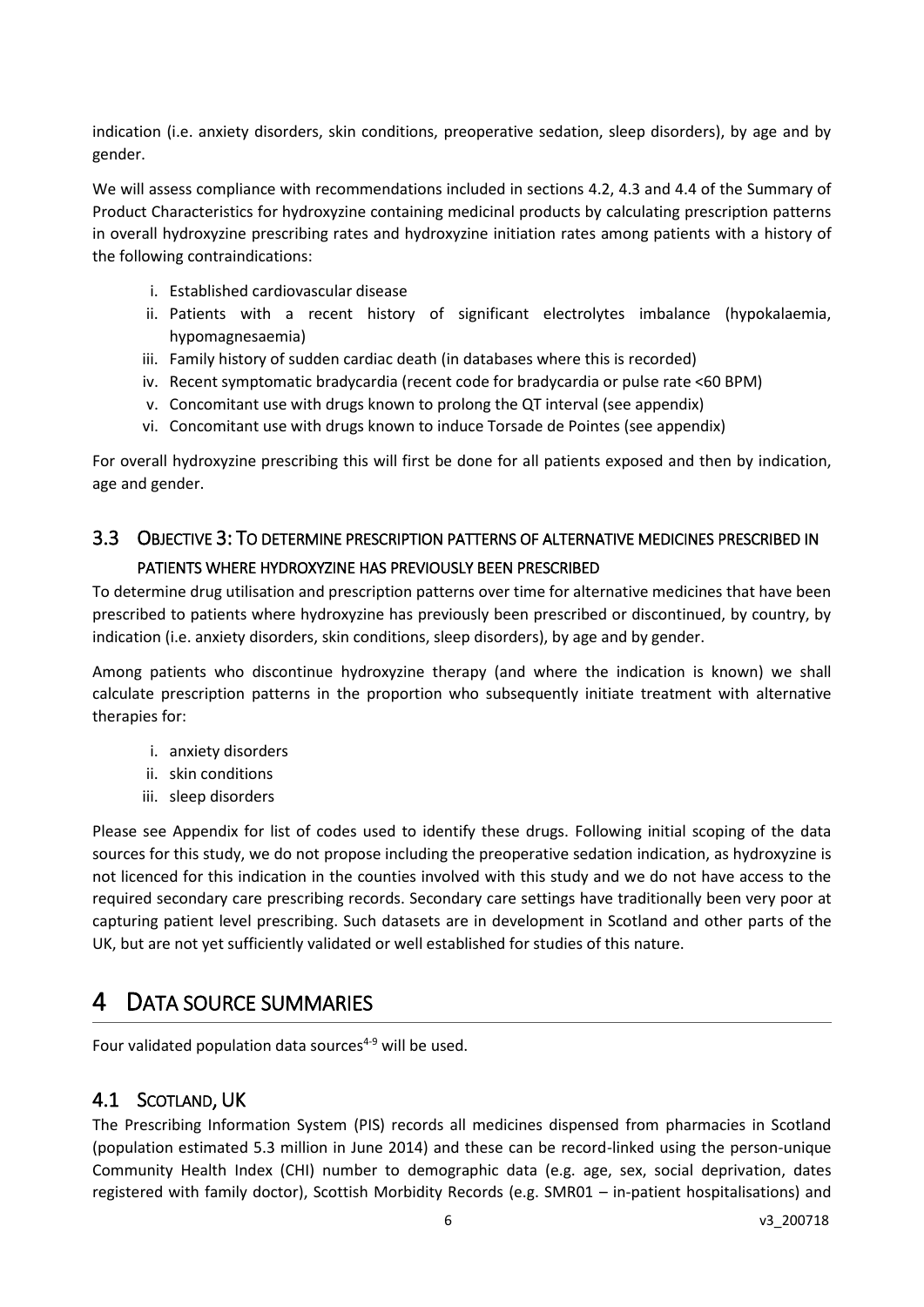indication (i.e. anxiety disorders, skin conditions, preoperative sedation, sleep disorders), by age and by gender.

We will assess compliance with recommendations included in sections 4.2, 4.3 and 4.4 of the Summary of Product Characteristics for hydroxyzine containing medicinal products by calculating prescription patterns in overall hydroxyzine prescribing rates and hydroxyzine initiation rates among patients with a history of the following contraindications:

i. Established cardiovascular disease
ii. Patients with a recent history of significant electrolytes imbalance (hypokalaemia, hypomagnesaemia)
iii. Family history of sudden cardiac death (in databases where this is recorded)
iv. Recent symptomatic bradycardia (recent code for bradycardia or pulse rate <60 BPM)
v. Concomitant use with drugs known to prolong the QT interval (see appendix)
vi. Concomitant use with drugs known to induce Torsade de Pointes (see appendix)

For overall hydroxyzine prescribing this will first be done for all patients exposed and then by indication, age and gender.

## 3.3 Objective 3: To determine prescription patterns of alternative medicines prescribed in patients where hydroxyzine has previously been prescribed

To determine drug utilisation and prescription patterns over time for alternative medicines that have been prescribed to patients where hydroxyzine has previously been prescribed or discontinued, by country, by indication (i.e. anxiety disorders, skin conditions, sleep disorders), by age and by gender.

Among patients who discontinue hydroxyzine therapy (and where the indication is known) we shall calculate prescription patterns in the proportion who subsequently initiate treatment with alternative therapies for:

i. anxiety disorders
ii. skin conditions
iii. sleep disorders

Please see Appendix for list of codes used to identify these drugs. Following initial scoping of the data sources for this study, we do not propose including the preoperative sedation indication, as hydroxyzine is not licenced for this indication in the counties involved with this study and we do not have access to the required secondary care prescribing records. Secondary care settings have traditionally been very poor at capturing patient level prescribing. Such datasets are in development in Scotland and other parts of the UK, but are not yet sufficiently validated or well established for studies of this nature.

# 4 Data source summaries

Four validated population data sources[4-9] will be used.

## 4.1 Scotland, UK

The Prescribing Information System (PIS) records all medicines dispensed from pharmacies in Scotland (population estimated 5.3 million in June 2014) and these can be record-linked using the person-unique Community Health Index (CHI) number to demographic data (e.g. age, sex, social deprivation, dates registered with family doctor), Scottish Morbidity Records (e.g. SMR01 – in-patient hospitalisations) and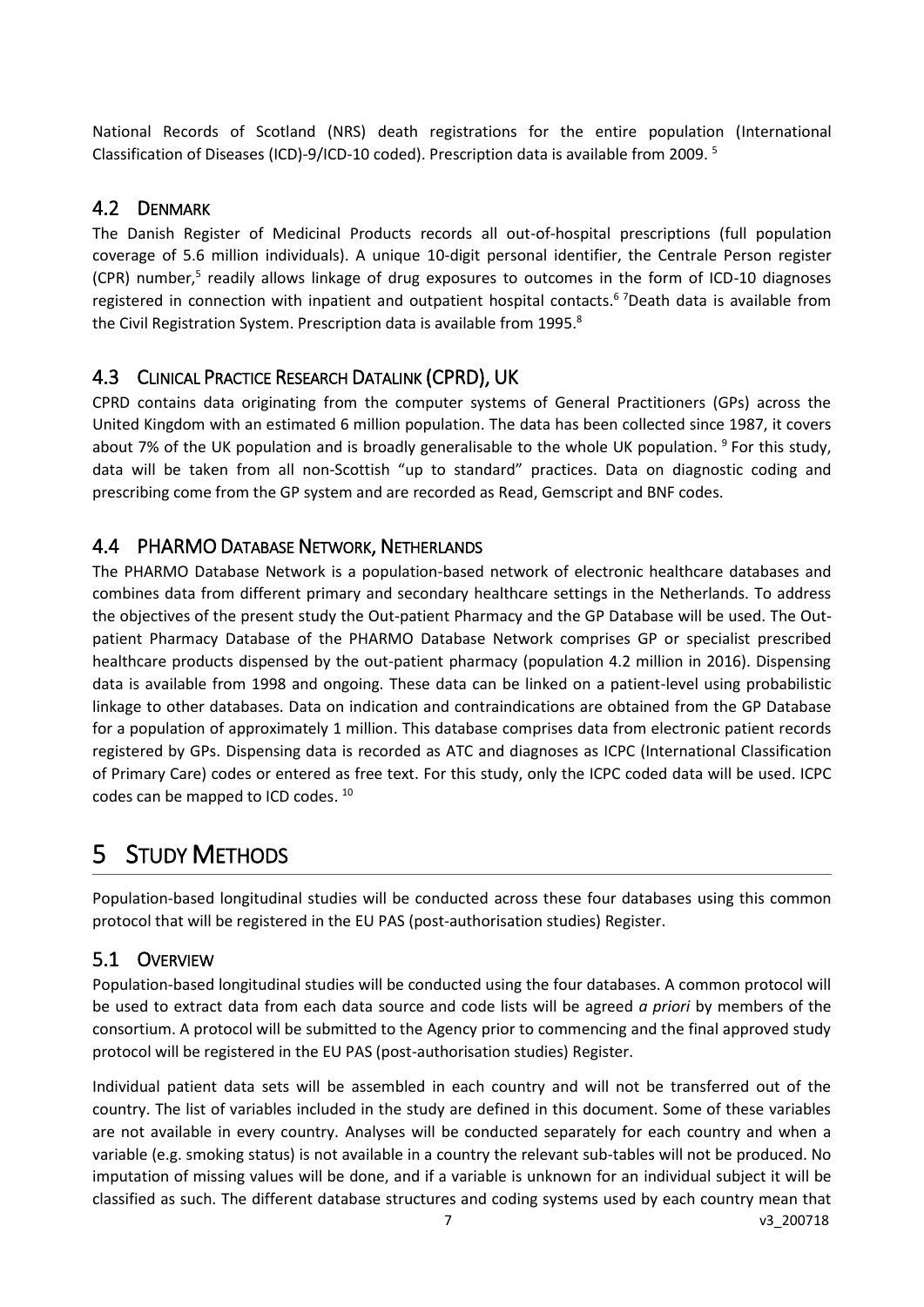National Records of Scotland (NRS) death registrations for the entire population (International Classification of Diseases (ICD)-9/ICD-10 coded). Prescription data is available from 2009. [5]

## 4.2 Denmark

The Danish Register of Medicinal Products records all out-of-hospital prescriptions (full population coverage of 5.6 million individuals). A unique 10-digit personal identifier, the Centrale Person register (CPR) number,[5] readily allows linkage of drug exposures to outcomes in the form of ICD-10 diagnoses registered in connection with inpatient and outpatient hospital contacts.[6] [7]Death data is available from the Civil Registration System. Prescription data is available from 1995.[8]

## 4.3 Clinical Practice Research Datalink (CPRD), UK

CPRD contains data originating from the computer systems of General Practitioners (GPs) across the United Kingdom with an estimated 6 million population. The data has been collected since 1987, it covers about 7% of the UK population and is broadly generalisable to the whole UK population. [9] For this study, data will be taken from all non-Scottish "up to standard" practices. Data on diagnostic coding and prescribing come from the GP system and are recorded as Read, Gemscript and BNF codes.

## 4.4 PHARMO Database Network, Netherlands

The PHARMO Database Network is a population-based network of electronic healthcare databases and combines data from different primary and secondary healthcare settings in the Netherlands. To address the objectives of the present study the Out-patient Pharmacy and the GP Database will be used. The Out-patient Pharmacy Database of the PHARMO Database Network comprises GP or specialist prescribed healthcare products dispensed by the out-patient pharmacy (population 4.2 million in 2016). Dispensing data is available from 1998 and ongoing. These data can be linked on a patient-level using probabilistic linkage to other databases. Data on indication and contraindications are obtained from the GP Database for a population of approximately 1 million. This database comprises data from electronic patient records registered by GPs. Dispensing data is recorded as ATC and diagnoses as ICPC (International Classification of Primary Care) codes or entered as free text. For this study, only the ICPC coded data will be used. ICPC codes can be mapped to ICD codes. [10]

# 5 Study Methods

Population-based longitudinal studies will be conducted across these four databases using this common protocol that will be registered in the EU PAS (post-authorisation studies) Register.

## 5.1 Overview

Population-based longitudinal studies will be conducted using the four databases. A common protocol will be used to extract data from each data source and code lists will be agreed *a priori* by members of the consortium. A protocol will be submitted to the Agency prior to commencing and the final approved study protocol will be registered in the EU PAS (post-authorisation studies) Register.

Individual patient data sets will be assembled in each country and will not be transferred out of the country. The list of variables included in the study are defined in this document. Some of these variables are not available in every country. Analyses will be conducted separately for each country and when a variable (e.g. smoking status) is not available in a country the relevant sub-tables will not be produced. No imputation of missing values will be done, and if a variable is unknown for an individual subject it will be classified as such. The different database structures and coding systems used by each country mean that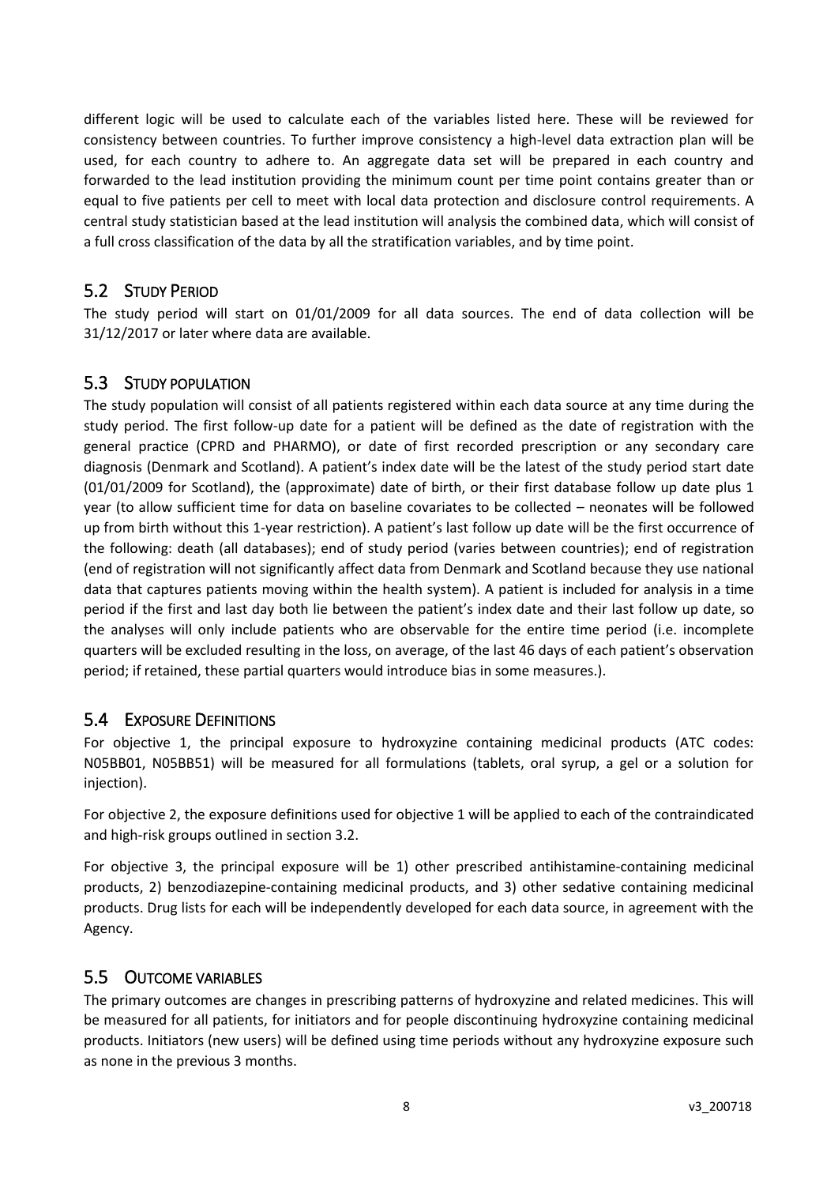different logic will be used to calculate each of the variables listed here. These will be reviewed for consistency between countries. To further improve consistency a high-level data extraction plan will be used, for each country to adhere to. An aggregate data set will be prepared in each country and forwarded to the lead institution providing the minimum count per time point contains greater than or equal to five patients per cell to meet with local data protection and disclosure control requirements. A central study statistician based at the lead institution will analysis the combined data, which will consist of a full cross classification of the data by all the stratification variables, and by time point.

## 5.2 Study Period

The study period will start on 01/01/2009 for all data sources. The end of data collection will be 31/12/2017 or later where data are available.

## 5.3 Study population

The study population will consist of all patients registered within each data source at any time during the study period. The first follow-up date for a patient will be defined as the date of registration with the general practice (CPRD and PHARMO), or date of first recorded prescription or any secondary care diagnosis (Denmark and Scotland). A patient's index date will be the latest of the study period start date (01/01/2009 for Scotland), the (approximate) date of birth, or their first database follow up date plus 1 year (to allow sufficient time for data on baseline covariates to be collected – neonates will be followed up from birth without this 1-year restriction). A patient's last follow up date will be the first occurrence of the following: death (all databases); end of study period (varies between countries); end of registration (end of registration will not significantly affect data from Denmark and Scotland because they use national data that captures patients moving within the health system). A patient is included for analysis in a time period if the first and last day both lie between the patient's index date and their last follow up date, so the analyses will only include patients who are observable for the entire time period (i.e. incomplete quarters will be excluded resulting in the loss, on average, of the last 46 days of each patient's observation period; if retained, these partial quarters would introduce bias in some measures.).

## 5.4 Exposure Definitions

For objective 1, the principal exposure to hydroxyzine containing medicinal products (ATC codes: N05BB01, N05BB51) will be measured for all formulations (tablets, oral syrup, a gel or a solution for injection).

For objective 2, the exposure definitions used for objective 1 will be applied to each of the contraindicated and high-risk groups outlined in section 3.2.

For objective 3, the principal exposure will be 1) other prescribed antihistamine-containing medicinal products, 2) benzodiazepine-containing medicinal products, and 3) other sedative containing medicinal products. Drug lists for each will be independently developed for each data source, in agreement with the Agency.

## 5.5 Outcome variables

The primary outcomes are changes in prescribing patterns of hydroxyzine and related medicines. This will be measured for all patients, for initiators and for people discontinuing hydroxyzine containing medicinal products. Initiators (new users) will be defined using time periods without any hydroxyzine exposure such as none in the previous 3 months.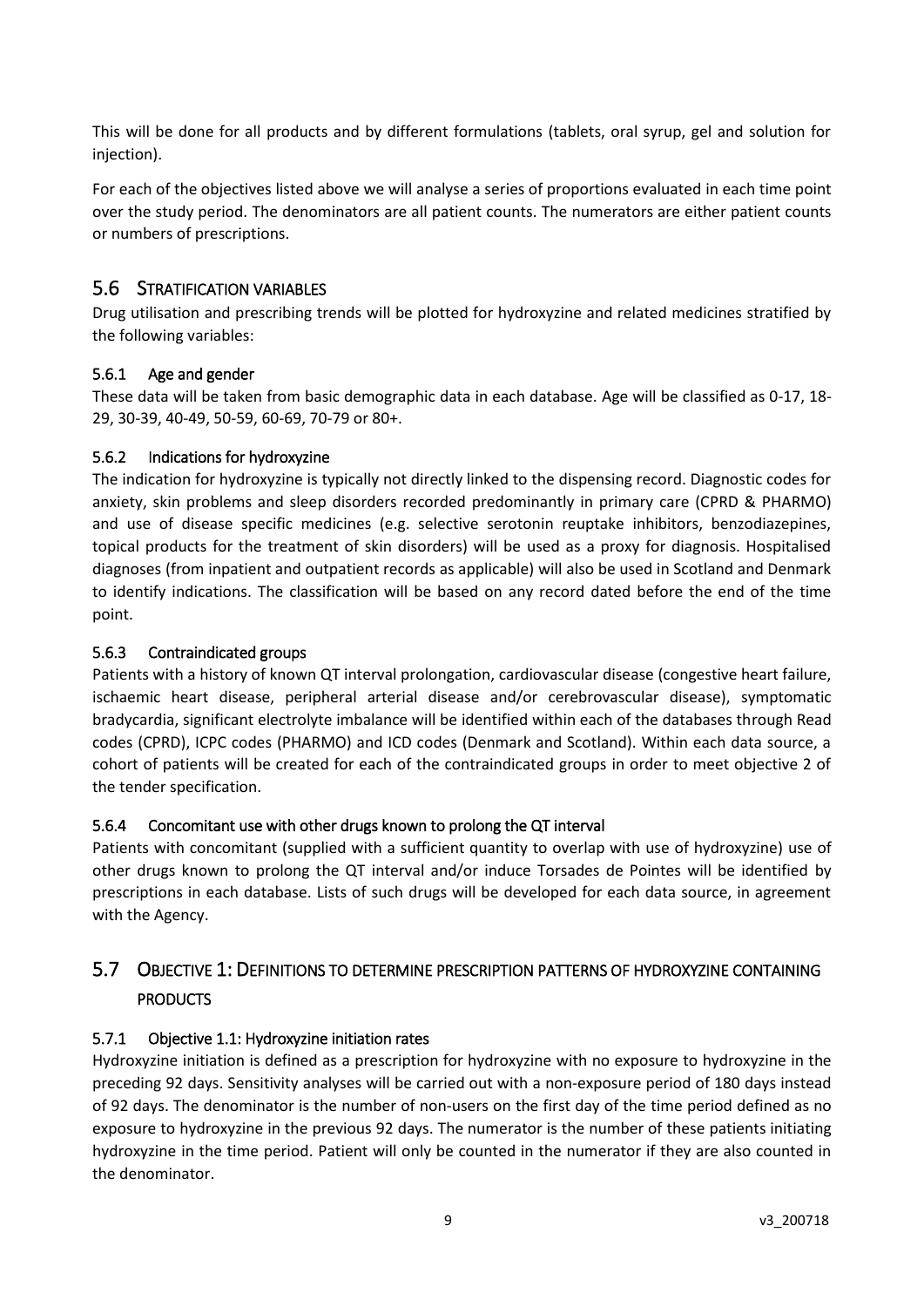This will be done for all products and by different formulations (tablets, oral syrup, gel and solution for injection).

For each of the objectives listed above we will analyse a series of proportions evaluated in each time point over the study period. The denominators are all patient counts. The numerators are either patient counts or numbers of prescriptions.

## 5.6 Stratification variables

Drug utilisation and prescribing trends will be plotted for hydroxyzine and related medicines stratified by the following variables:

### 5.6.1 Age and gender

These data will be taken from basic demographic data in each database. Age will be classified as 0-17, 18-29, 30-39, 40-49, 50-59, 60-69, 70-79 or 80+.

### 5.6.2 Indications for hydroxyzine

The indication for hydroxyzine is typically not directly linked to the dispensing record. Diagnostic codes for anxiety, skin problems and sleep disorders recorded predominantly in primary care (CPRD & PHARMO) and use of disease specific medicines (e.g. selective serotonin reuptake inhibitors, benzodiazepines, topical products for the treatment of skin disorders) will be used as a proxy for diagnosis. Hospitalised diagnoses (from inpatient and outpatient records as applicable) will also be used in Scotland and Denmark to identify indications. The classification will be based on any record dated before the end of the time point.

### 5.6.3 Contraindicated groups

Patients with a history of known QT interval prolongation, cardiovascular disease (congestive heart failure, ischaemic heart disease, peripheral arterial disease and/or cerebrovascular disease), symptomatic bradycardia, significant electrolyte imbalance will be identified within each of the databases through Read codes (CPRD), ICPC codes (PHARMO) and ICD codes (Denmark and Scotland). Within each data source, a cohort of patients will be created for each of the contraindicated groups in order to meet objective 2 of the tender specification.

### 5.6.4 Concomitant use with other drugs known to prolong the QT interval

Patients with concomitant (supplied with a sufficient quantity to overlap with use of hydroxyzine) use of other drugs known to prolong the QT interval and/or induce Torsades de Pointes will be identified by prescriptions in each database. Lists of such drugs will be developed for each data source, in agreement with the Agency.

## 5.7 Objective 1: Definitions to determine prescription patterns of hydroxyzine containing products

### 5.7.1 Objective 1.1: Hydroxyzine initiation rates

Hydroxyzine initiation is defined as a prescription for hydroxyzine with no exposure to hydroxyzine in the preceding 92 days. Sensitivity analyses will be carried out with a non-exposure period of 180 days instead of 92 days. The denominator is the number of non-users on the first day of the time period defined as no exposure to hydroxyzine in the previous 92 days. The numerator is the number of these patients initiating hydroxyzine in the time period. Patient will only be counted in the numerator if they are also counted in the denominator.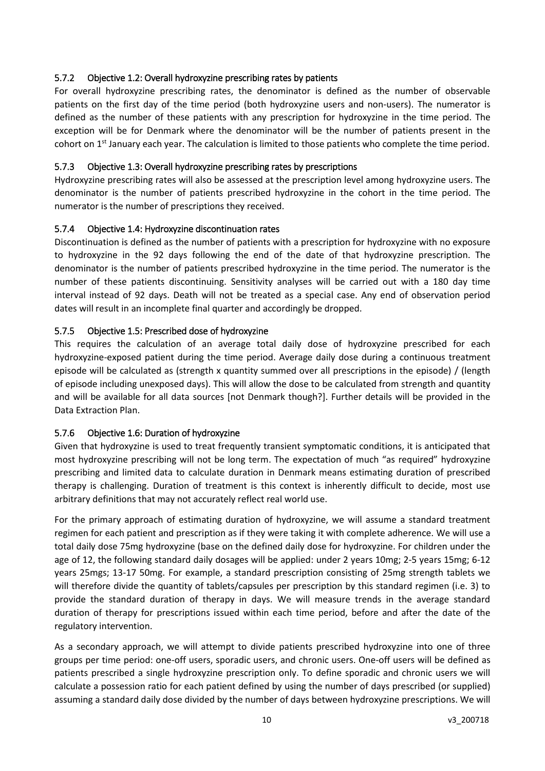### 5.7.2 Objective 1.2: Overall hydroxyzine prescribing rates by patients

For overall hydroxyzine prescribing rates, the denominator is defined as the number of observable patients on the first day of the time period (both hydroxyzine users and non-users). The numerator is defined as the number of these patients with any prescription for hydroxyzine in the time period. The exception will be for Denmark where the denominator will be the number of patients present in the cohort on 1st January each year. The calculation is limited to those patients who complete the time period.

### 5.7.3 Objective 1.3: Overall hydroxyzine prescribing rates by prescriptions

Hydroxyzine prescribing rates will also be assessed at the prescription level among hydroxyzine users. The denominator is the number of patients prescribed hydroxyzine in the cohort in the time period. The numerator is the number of prescriptions they received.

### 5.7.4 Objective 1.4: Hydroxyzine discontinuation rates

Discontinuation is defined as the number of patients with a prescription for hydroxyzine with no exposure to hydroxyzine in the 92 days following the end of the date of that hydroxyzine prescription. The denominator is the number of patients prescribed hydroxyzine in the time period. The numerator is the number of these patients discontinuing. Sensitivity analyses will be carried out with a 180 day time interval instead of 92 days. Death will not be treated as a special case. Any end of observation period dates will result in an incomplete final quarter and accordingly be dropped.

### 5.7.5 Objective 1.5: Prescribed dose of hydroxyzine

This requires the calculation of an average total daily dose of hydroxyzine prescribed for each hydroxyzine-exposed patient during the time period. Average daily dose during a continuous treatment episode will be calculated as (strength x quantity summed over all prescriptions in the episode) / (length of episode including unexposed days). This will allow the dose to be calculated from strength and quantity and will be available for all data sources [not Denmark though?]. Further details will be provided in the Data Extraction Plan.

### 5.7.6 Objective 1.6: Duration of hydroxyzine

Given that hydroxyzine is used to treat frequently transient symptomatic conditions, it is anticipated that most hydroxyzine prescribing will not be long term. The expectation of much "as required" hydroxyzine prescribing and limited data to calculate duration in Denmark means estimating duration of prescribed therapy is challenging. Duration of treatment is this context is inherently difficult to decide, most use arbitrary definitions that may not accurately reflect real world use.

For the primary approach of estimating duration of hydroxyzine, we will assume a standard treatment regimen for each patient and prescription as if they were taking it with complete adherence. We will use a total daily dose 75mg hydroxyzine (base on the defined daily dose for hydroxyzine. For children under the age of 12, the following standard daily dosages will be applied: under 2 years 10mg; 2-5 years 15mg; 6-12 years 25mgs; 13-17 50mg. For example, a standard prescription consisting of 25mg strength tablets we will therefore divide the quantity of tablets/capsules per prescription by this standard regimen (i.e. 3) to provide the standard duration of therapy in days. We will measure trends in the average standard duration of therapy for prescriptions issued within each time period, before and after the date of the regulatory intervention.

As a secondary approach, we will attempt to divide patients prescribed hydroxyzine into one of three groups per time period: one-off users, sporadic users, and chronic users. One-off users will be defined as patients prescribed a single hydroxyzine prescription only. To define sporadic and chronic users we will calculate a possession ratio for each patient defined by using the number of days prescribed (or supplied) assuming a standard daily dose divided by the number of days between hydroxyzine prescriptions. We will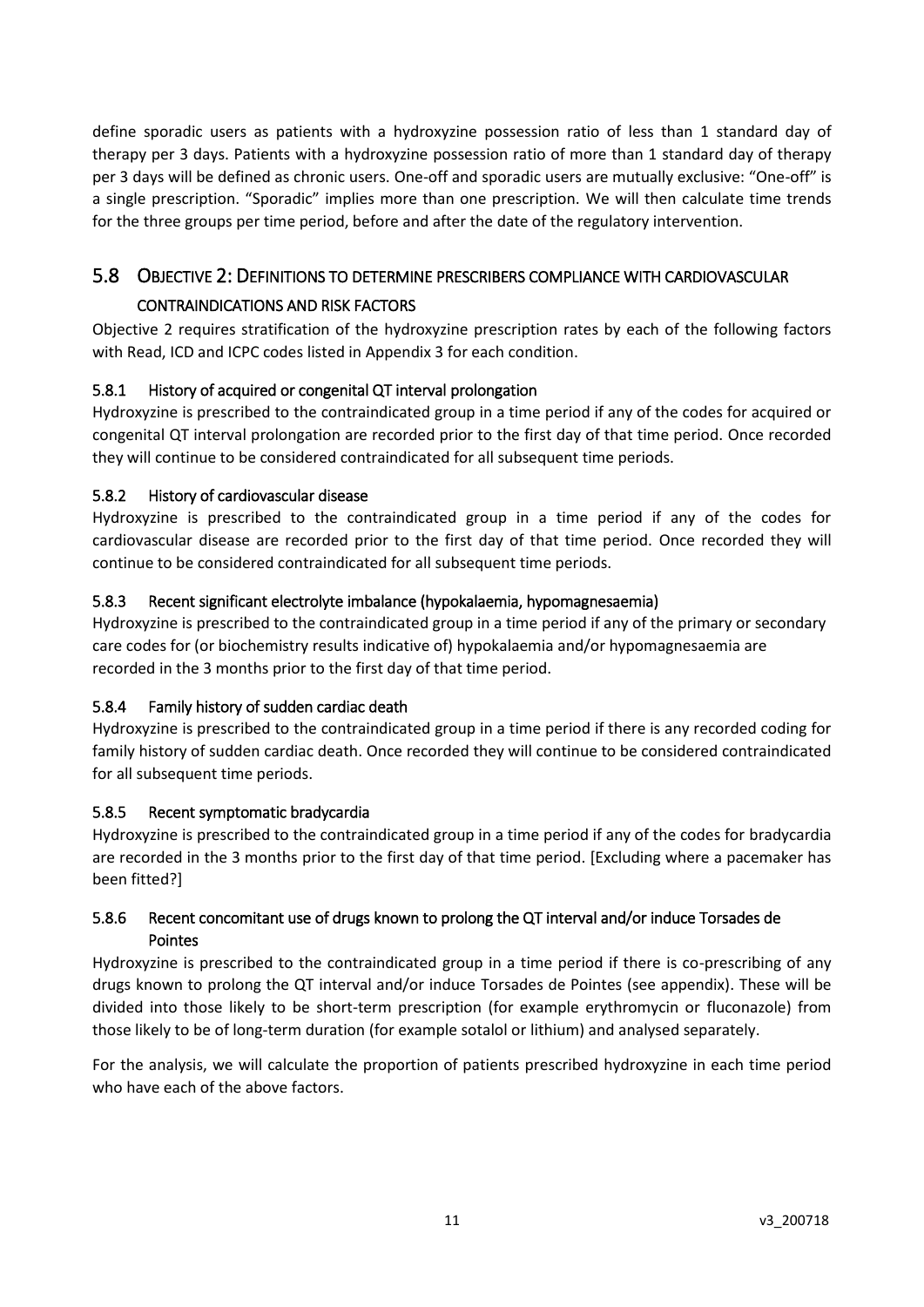define sporadic users as patients with a hydroxyzine possession ratio of less than 1 standard day of therapy per 3 days. Patients with a hydroxyzine possession ratio of more than 1 standard day of therapy per 3 days will be defined as chronic users. One-off and sporadic users are mutually exclusive: "One-off" is a single prescription. "Sporadic" implies more than one prescription. We will then calculate time trends for the three groups per time period, before and after the date of the regulatory intervention.

## 5.8 Objective 2: Definitions to determine prescribers compliance with cardiovascular contraindications and risk factors

Objective 2 requires stratification of the hydroxyzine prescription rates by each of the following factors with Read, ICD and ICPC codes listed in Appendix 3 for each condition.

### 5.8.1 History of acquired or congenital QT interval prolongation

Hydroxyzine is prescribed to the contraindicated group in a time period if any of the codes for acquired or congenital QT interval prolongation are recorded prior to the first day of that time period. Once recorded they will continue to be considered contraindicated for all subsequent time periods.

### 5.8.2 History of cardiovascular disease

Hydroxyzine is prescribed to the contraindicated group in a time period if any of the codes for cardiovascular disease are recorded prior to the first day of that time period. Once recorded they will continue to be considered contraindicated for all subsequent time periods.

### 5.8.3 Recent significant electrolyte imbalance (hypokalaemia, hypomagnesaemia)

Hydroxyzine is prescribed to the contraindicated group in a time period if any of the primary or secondary care codes for (or biochemistry results indicative of) hypokalaemia and/or hypomagnesaemia are recorded in the 3 months prior to the first day of that time period.

### 5.8.4 Family history of sudden cardiac death

Hydroxyzine is prescribed to the contraindicated group in a time period if there is any recorded coding for family history of sudden cardiac death. Once recorded they will continue to be considered contraindicated for all subsequent time periods.

### 5.8.5 Recent symptomatic bradycardia

Hydroxyzine is prescribed to the contraindicated group in a time period if any of the codes for bradycardia are recorded in the 3 months prior to the first day of that time period. [Excluding where a pacemaker has been fitted?]

### 5.8.6 Recent concomitant use of drugs known to prolong the QT interval and/or induce Torsades de Pointes

Hydroxyzine is prescribed to the contraindicated group in a time period if there is co-prescribing of any drugs known to prolong the QT interval and/or induce Torsades de Pointes (see appendix). These will be divided into those likely to be short-term prescription (for example erythromycin or fluconazole) from those likely to be of long-term duration (for example sotalol or lithium) and analysed separately.

For the analysis, we will calculate the proportion of patients prescribed hydroxyzine in each time period who have each of the above factors.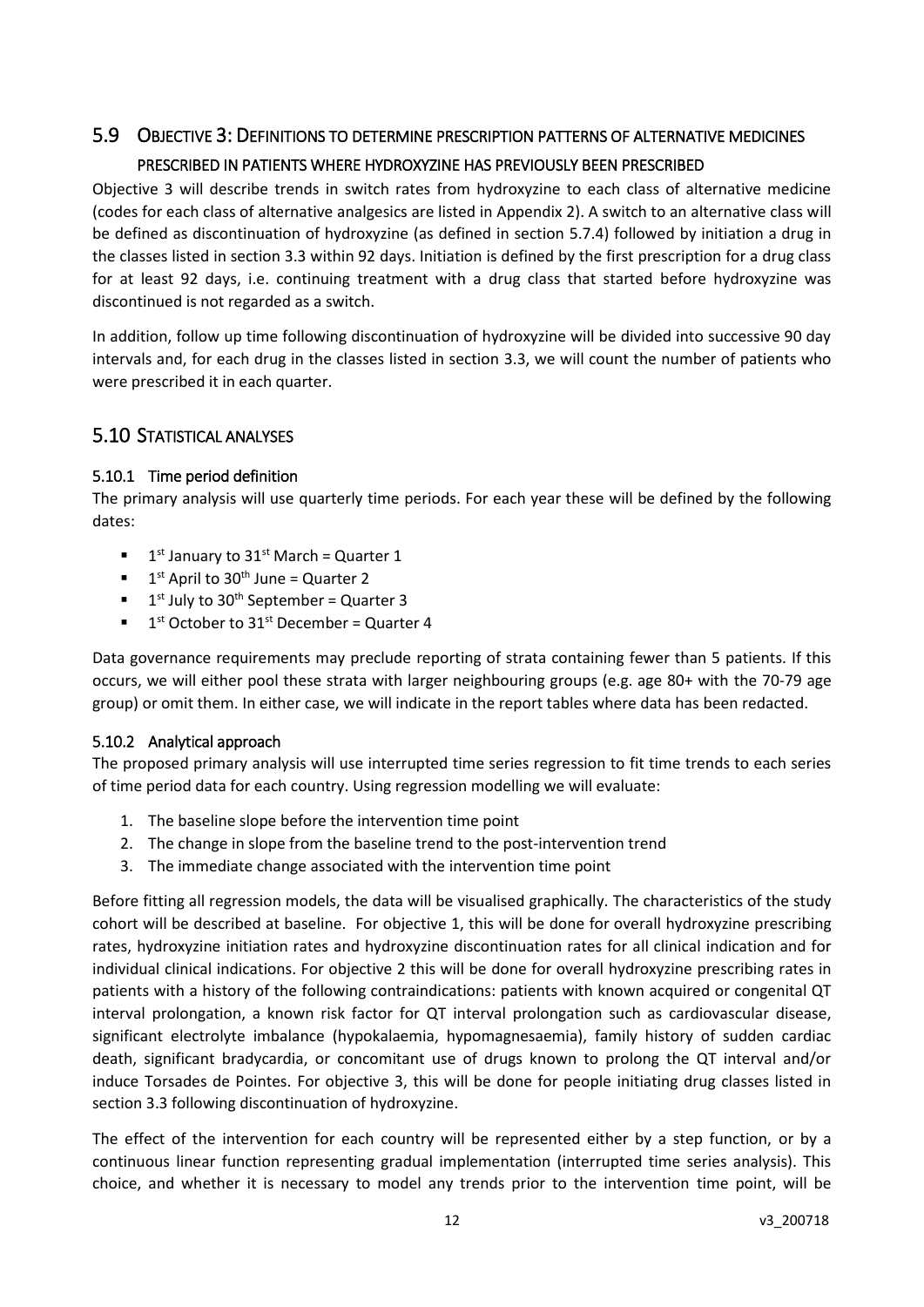## 5.9 Objective 3: Definitions to determine prescription patterns of alternative medicines prescribed in patients where hydroxyzine has previously been prescribed

Objective 3 will describe trends in switch rates from hydroxyzine to each class of alternative medicine (codes for each class of alternative analgesics are listed in Appendix 2). A switch to an alternative class will be defined as discontinuation of hydroxyzine (as defined in section 5.7.4) followed by initiation a drug in the classes listed in section 3.3 within 92 days. Initiation is defined by the first prescription for a drug class for at least 92 days, i.e. continuing treatment with a drug class that started before hydroxyzine was discontinued is not regarded as a switch.

In addition, follow up time following discontinuation of hydroxyzine will be divided into successive 90 day intervals and, for each drug in the classes listed in section 3.3, we will count the number of patients who were prescribed it in each quarter.

## 5.10 Statistical analyses

### 5.10.1 Time period definition

The primary analysis will use quarterly time periods. For each year these will be defined by the following dates:

- 1st January to 31st March = Quarter 1
- 1st April to 30th June = Quarter 2
- 1st July to 30th September = Quarter 3
- 1st October to 31st December = Quarter 4

Data governance requirements may preclude reporting of strata containing fewer than 5 patients. If this occurs, we will either pool these strata with larger neighbouring groups (e.g. age 80+ with the 70-79 age group) or omit them. In either case, we will indicate in the report tables where data has been redacted.

### 5.10.2 Analytical approach

The proposed primary analysis will use interrupted time series regression to fit time trends to each series of time period data for each country. Using regression modelling we will evaluate:

1. The baseline slope before the intervention time point
2. The change in slope from the baseline trend to the post-intervention trend
3. The immediate change associated with the intervention time point

Before fitting all regression models, the data will be visualised graphically. The characteristics of the study cohort will be described at baseline. For objective 1, this will be done for overall hydroxyzine prescribing rates, hydroxyzine initiation rates and hydroxyzine discontinuation rates for all clinical indication and for individual clinical indications. For objective 2 this will be done for overall hydroxyzine prescribing rates in patients with a history of the following contraindications: patients with known acquired or congenital QT interval prolongation, a known risk factor for QT interval prolongation such as cardiovascular disease, significant electrolyte imbalance (hypokalaemia, hypomagnesaemia), family history of sudden cardiac death, significant bradycardia, or concomitant use of drugs known to prolong the QT interval and/or induce Torsades de Pointes. For objective 3, this will be done for people initiating drug classes listed in section 3.3 following discontinuation of hydroxyzine.

The effect of the intervention for each country will be represented either by a step function, or by a continuous linear function representing gradual implementation (interrupted time series analysis). This choice, and whether it is necessary to model any trends prior to the intervention time point, will be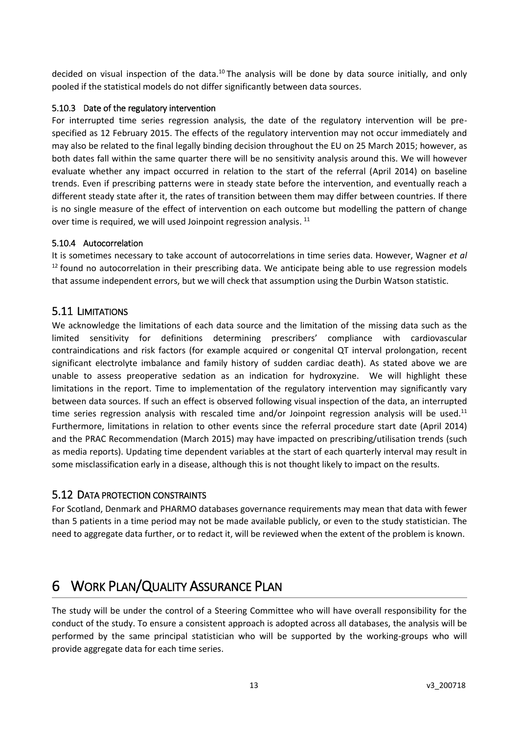decided on visual inspection of the data.[10] The analysis will be done by data source initially, and only pooled if the statistical models do not differ significantly between data sources.

### 5.10.3 Date of the regulatory intervention

For interrupted time series regression analysis, the date of the regulatory intervention will be pre-specified as 12 February 2015. The effects of the regulatory intervention may not occur immediately and may also be related to the final legally binding decision throughout the EU on 25 March 2015; however, as both dates fall within the same quarter there will be no sensitivity analysis around this. We will however evaluate whether any impact occurred in relation to the start of the referral (April 2014) on baseline trends. Even if prescribing patterns were in steady state before the intervention, and eventually reach a different steady state after it, the rates of transition between them may differ between countries. If there is no single measure of the effect of intervention on each outcome but modelling the pattern of change over time is required, we will used Joinpoint regression analysis. [11]

### 5.10.4 Autocorrelation

It is sometimes necessary to take account of autocorrelations in time series data. However, Wagner *et al* [12] found no autocorrelation in their prescribing data. We anticipate being able to use regression models that assume independent errors, but we will check that assumption using the Durbin Watson statistic.

## 5.11 Limitations

We acknowledge the limitations of each data source and the limitation of the missing data such as the limited sensitivity for definitions determining prescribers' compliance with cardiovascular contraindications and risk factors (for example acquired or congenital QT interval prolongation, recent significant electrolyte imbalance and family history of sudden cardiac death). As stated above we are unable to assess preoperative sedation as an indication for hydroxyzine. We will highlight these limitations in the report. Time to implementation of the regulatory intervention may significantly vary between data sources. If such an effect is observed following visual inspection of the data, an interrupted time series regression analysis with rescaled time and/or Joinpoint regression analysis will be used.[11] Furthermore, limitations in relation to other events since the referral procedure start date (April 2014) and the PRAC Recommendation (March 2015) may have impacted on prescribing/utilisation trends (such as media reports). Updating time dependent variables at the start of each quarterly interval may result in some misclassification early in a disease, although this is not thought likely to impact on the results.

## 5.12 Data protection constraints

For Scotland, Denmark and PHARMO databases governance requirements may mean that data with fewer than 5 patients in a time period may not be made available publicly, or even to the study statistician. The need to aggregate data further, or to redact it, will be reviewed when the extent of the problem is known.

# 6 Work Plan/Quality Assurance Plan

The study will be under the control of a Steering Committee who will have overall responsibility for the conduct of the study. To ensure a consistent approach is adopted across all databases, the analysis will be performed by the same principal statistician who will be supported by the working-groups who will provide aggregate data for each time series.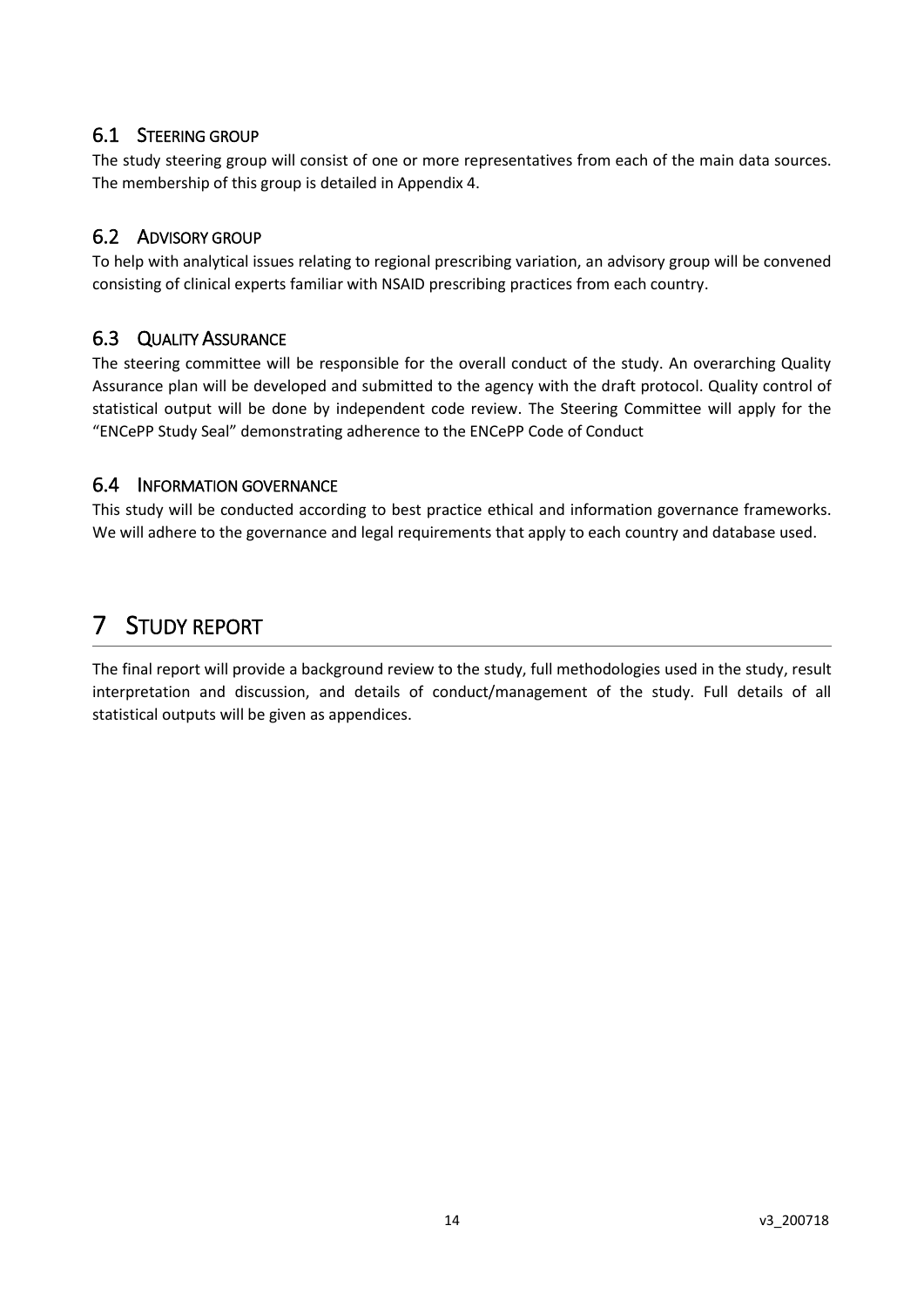## 6.1 Steering group

The study steering group will consist of one or more representatives from each of the main data sources. The membership of this group is detailed in Appendix 4.

## 6.2 Advisory group

To help with analytical issues relating to regional prescribing variation, an advisory group will be convened consisting of clinical experts familiar with NSAID prescribing practices from each country.

## 6.3 Quality Assurance

The steering committee will be responsible for the overall conduct of the study. An overarching Quality Assurance plan will be developed and submitted to the agency with the draft protocol. Quality control of statistical output will be done by independent code review. The Steering Committee will apply for the "ENCePP Study Seal" demonstrating adherence to the ENCePP Code of Conduct

## 6.4 Information governance

This study will be conducted according to best practice ethical and information governance frameworks. We will adhere to the governance and legal requirements that apply to each country and database used.

# 7 Study report

The final report will provide a background review to the study, full methodologies used in the study, result interpretation and discussion, and details of conduct/management of the study. Full details of all statistical outputs will be given as appendices.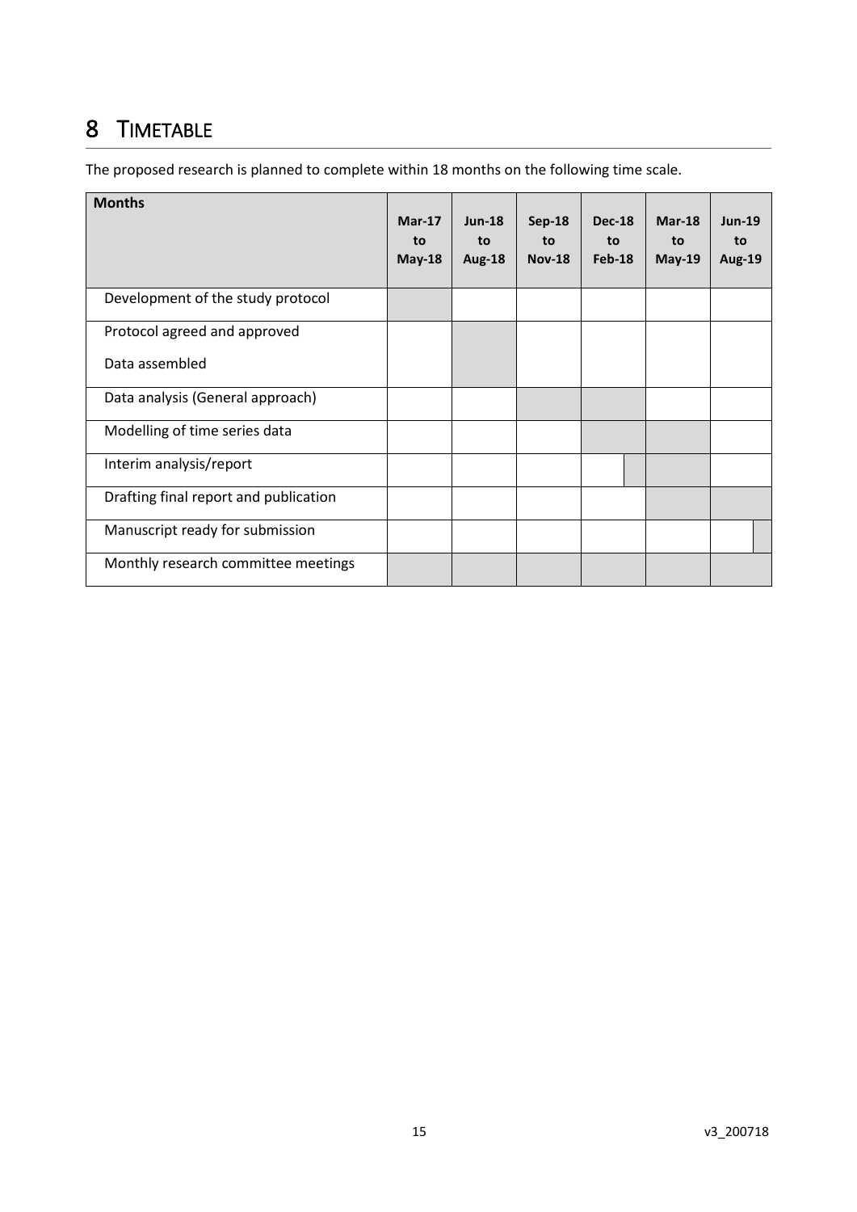# 8 TIMETABLE

The proposed research is planned to complete within 18 months on the following time scale.

| Months | Mar-17 to May-18 | Jun-18 to Aug-18 | Sep-18 to Nov-18 | Dec-18 to Feb-18 | Mar-18 to May-19 | Jun-19 to Aug-19 |
|---|---|---|---|---|---|---|
| Development of the study protocol | ■ | | | | | |
| Protocol agreed and approved<br>Data assembled | | ■ | | | | |
| Data analysis (General approach) | | | ■ | ■ | | |
| Modelling of time series data | | | | ■ | ■ | |
| Interim analysis/report | | | | ■ (partial) | ■ | |
| Drafting final report and publication | | | | | ■ | ■ |
| Manuscript ready for submission | | | | | | ■ (partial) |
| Monthly research committee meetings | ■ | ■ | ■ | ■ | ■ | ■ |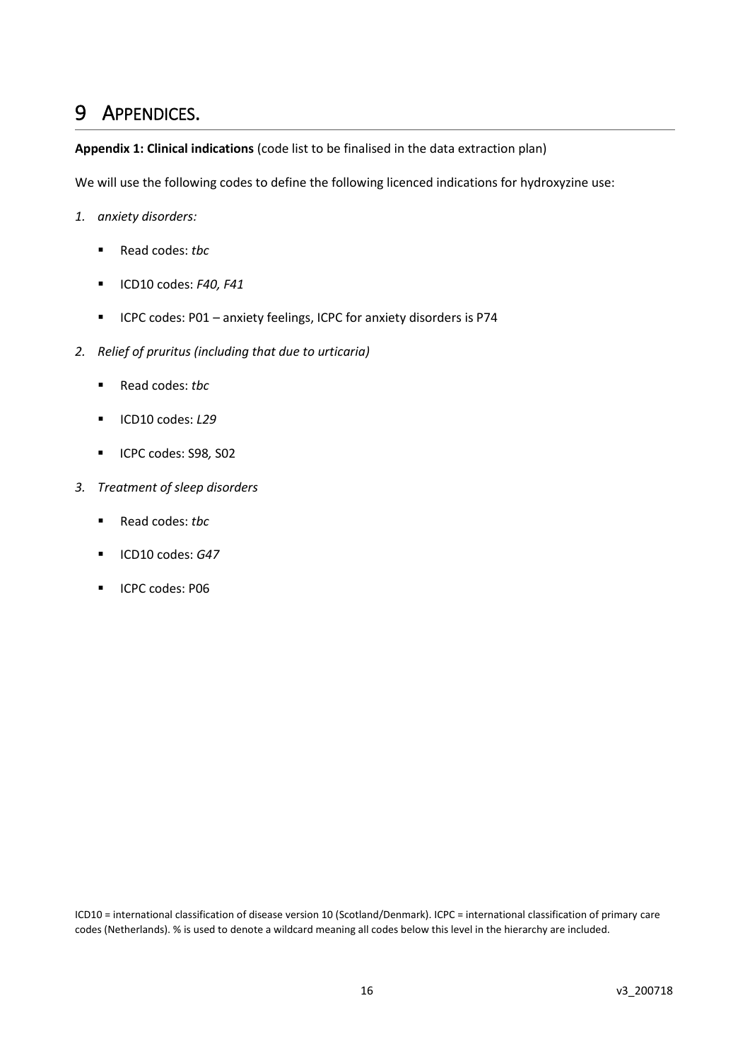# 9 APPENDICES.

**Appendix 1: Clinical indications** (code list to be finalised in the data extraction plan)

We will use the following codes to define the following licenced indications for hydroxyzine use:

1. *anxiety disorders:*
   - Read codes: *tbc*
   - ICD10 codes: *F40, F41*
   - ICPC codes: P01 – anxiety feelings, ICPC for anxiety disorders is P74
2. *Relief of pruritus (including that due to urticaria)*
   - Read codes: *tbc*
   - ICD10 codes: *L29*
   - ICPC codes: S98*,* S02
3. *Treatment of sleep disorders*
   - Read codes: *tbc*
   - ICD10 codes: *G47*
   - ICPC codes: P06

ICD10 = international classification of disease version 10 (Scotland/Denmark). ICPC = international classification of primary care codes (Netherlands). % is used to denote a wildcard meaning all codes below this level in the hierarchy are included.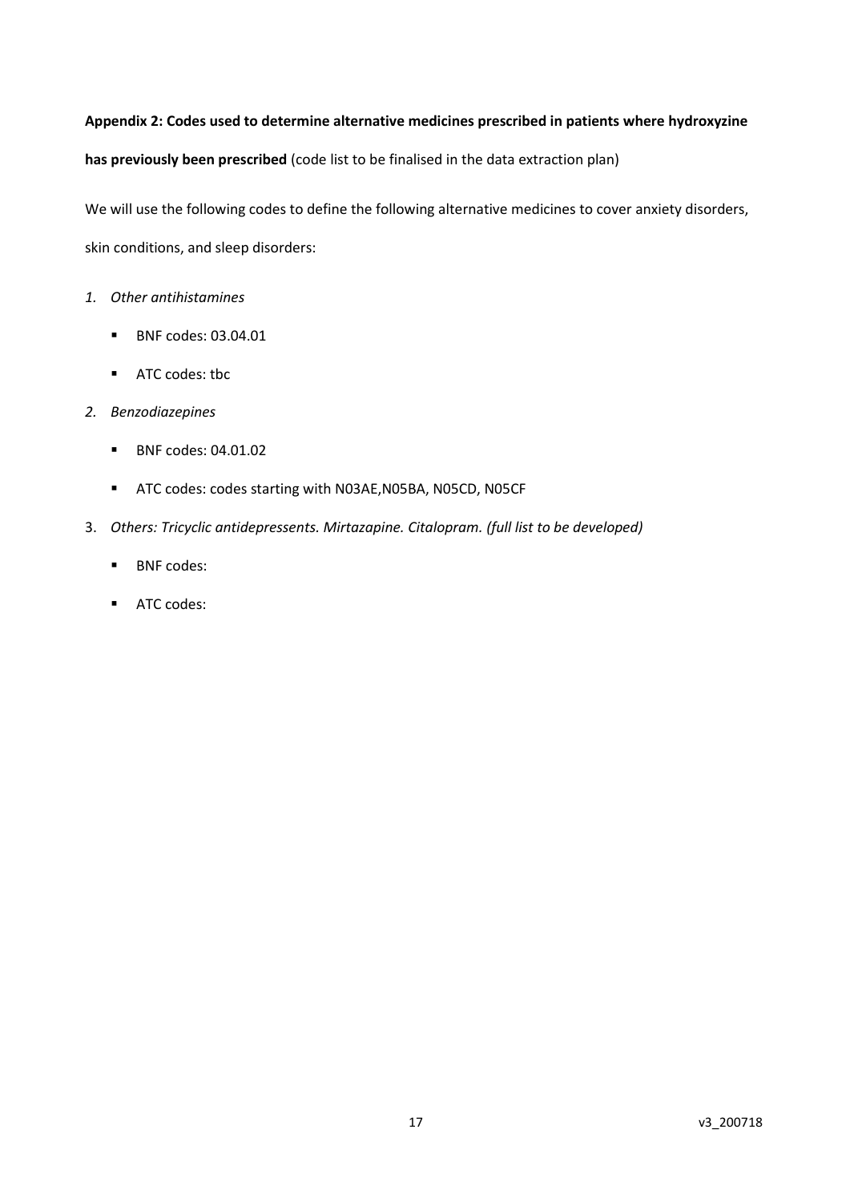**Appendix 2: Codes used to determine alternative medicines prescribed in patients where hydroxyzine has previously been prescribed** (code list to be finalised in the data extraction plan)

We will use the following codes to define the following alternative medicines to cover anxiety disorders, skin conditions, and sleep disorders:

1. *Other antihistamines*
   - BNF codes: 03.04.01
   - ATC codes: tbc
2. *Benzodiazepines*
   - BNF codes: 04.01.02
   - ATC codes: codes starting with N03AE,N05BA, N05CD, N05CF
3. *Others: Tricyclic antidepressents. Mirtazapine. Citalopram. (full list to be developed)*
   - BNF codes:
   - ATC codes: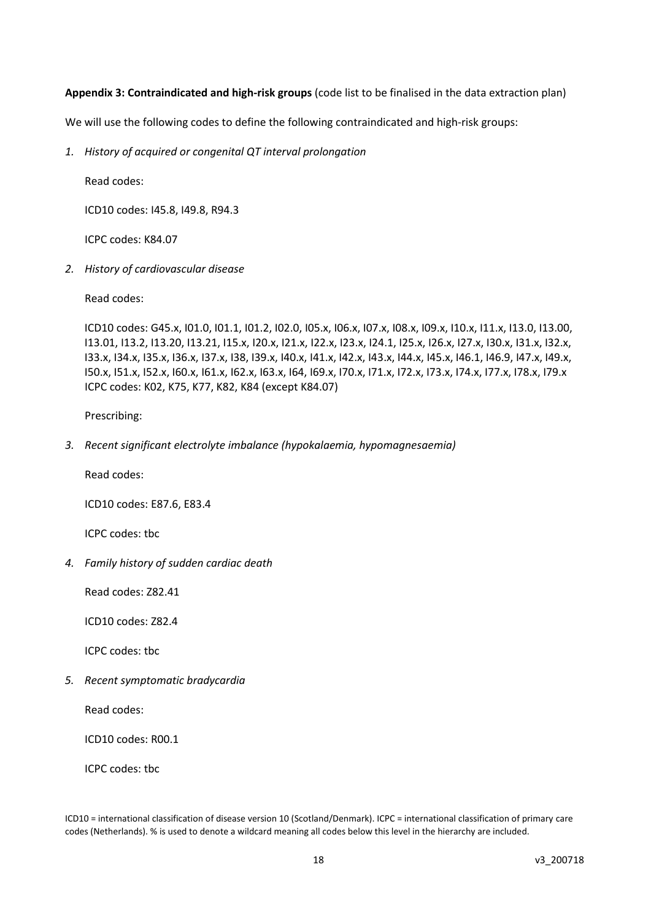**Appendix 3: Contraindicated and high-risk groups** (code list to be finalised in the data extraction plan)

We will use the following codes to define the following contraindicated and high-risk groups:

1. *History of acquired or congenital QT interval prolongation*

   Read codes:

   ICD10 codes: I45.8, I49.8, R94.3

   ICPC codes: K84.07

2. *History of cardiovascular disease*

   Read codes:

   ICD10 codes: G45.x, I01.0, I01.1, I01.2, I02.0, I05.x, I06.x, I07.x, I08.x, I09.x, I10.x, I11.x, I13.0, I13.00, I13.01, I13.2, I13.20, I13.21, I15.x, I20.x, I21.x, I22.x, I23.x, I24.1, I25.x, I26.x, I27.x, I30.x, I31.x, I32.x, I33.x, I34.x, I35.x, I36.x, I37.x, I38, I39.x, I40.x, I41.x, I42.x, I43.x, I44.x, I45.x, I46.1, I46.9, I47.x, I49.x, I50.x, I51.x, I52.x, I60.x, I61.x, I62.x, I63.x, I64, I69.x, I70.x, I71.x, I72.x, I73.x, I74.x, I77.x, I78.x, I79.x
   ICPC codes: K02, K75, K77, K82, K84 (except K84.07)

   Prescribing:

3. *Recent significant electrolyte imbalance (hypokalaemia, hypomagnesaemia)*

   Read codes:

   ICD10 codes: E87.6, E83.4

   ICPC codes: tbc

4. *Family history of sudden cardiac death*

   Read codes: Z82.41

   ICD10 codes: Z82.4

   ICPC codes: tbc

5. *Recent symptomatic bradycardia*

   Read codes:

   ICD10 codes: R00.1

   ICPC codes: tbc

ICD10 = international classification of disease version 10 (Scotland/Denmark). ICPC = international classification of primary care codes (Netherlands). % is used to denote a wildcard meaning all codes below this level in the hierarchy are included.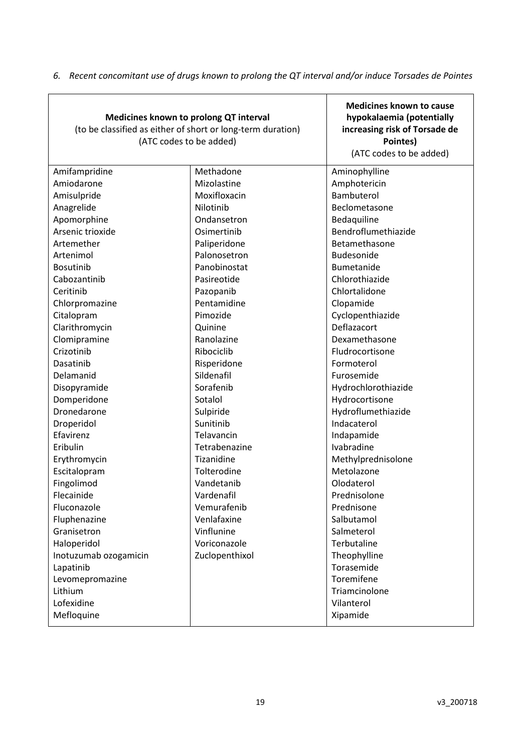*6. Recent concomitant use of drugs known to prolong the QT interval and/or induce Torsades de Pointes*

| **Medicines known to prolong QT interval** (to be classified as either of short or long-term duration) (ATC codes to be added) | | **Medicines known to cause hypokalaemia (potentially increasing risk of Torsade de Pointes)** (ATC codes to be added) |
|---|---|---|
| Amifampridine | Methadone | Aminophylline |
| Amiodarone | Mizolastine | Amphotericin |
| Amisulpride | Moxifloxacin | Bambuterol |
| Anagrelide | Nilotinib | Beclometasone |
| Apomorphine | Ondansetron | Bedaquiline |
| Arsenic trioxide | Osimertinib | Bendroflumethiazide |
| Artemether | Paliperidone | Betamethasone |
| Artenimol | Palonosetron | Budesonide |
| Bosutinib | Panobinostat | Bumetanide |
| Cabozantinib | Pasireotide | Chlorothiazide |
| Ceritinib | Pazopanib | Chlortalidone |
| Chlorpromazine | Pentamidine | Clopamide |
| Citalopram | Pimozide | Cyclopenthiazide |
| Clarithromycin | Quinine | Deflazacort |
| Clomipramine | Ranolazine | Dexamethasone |
| Crizotinib | Ribociclib | Fludrocortisone |
| Dasatinib | Risperidone | Formoterol |
| Delamanid | Sildenafil | Furosemide |
| Disopyramide | Sorafenib | Hydrochlorothiazide |
| Domperidone | Sotalol | Hydrocortisone |
| Dronedarone | Sulpiride | Hydroflumethiazide |
| Droperidol | Sunitinib | Indacaterol |
| Efavirenz | Telavancin | Indapamide |
| Eribulin | Tetrabenazine | Ivabradine |
| Erythromycin | Tizanidine | Methylprednisolone |
| Escitalopram | Tolterodine | Metolazone |
| Fingolimod | Vandetanib | Olodaterol |
| Flecainide | Vardenafil | Prednisolone |
| Fluconazole | Vemurafenib | Prednisone |
| Fluphenazine | Venlafaxine | Salbutamol |
| Granisetron | Vinflunine | Salmeterol |
| Haloperidol | Voriconazole | Terbutaline |
| Inotuzumab ozogamicin | Zuclopenthixol | Theophylline |
| Lapatinib | | Torasemide |
| Levomepromazine | | Toremifene |
| Lithium | | Triamcinolone |
| Lofexidine | | Vilanterol |
| Mefloquine | | Xipamide |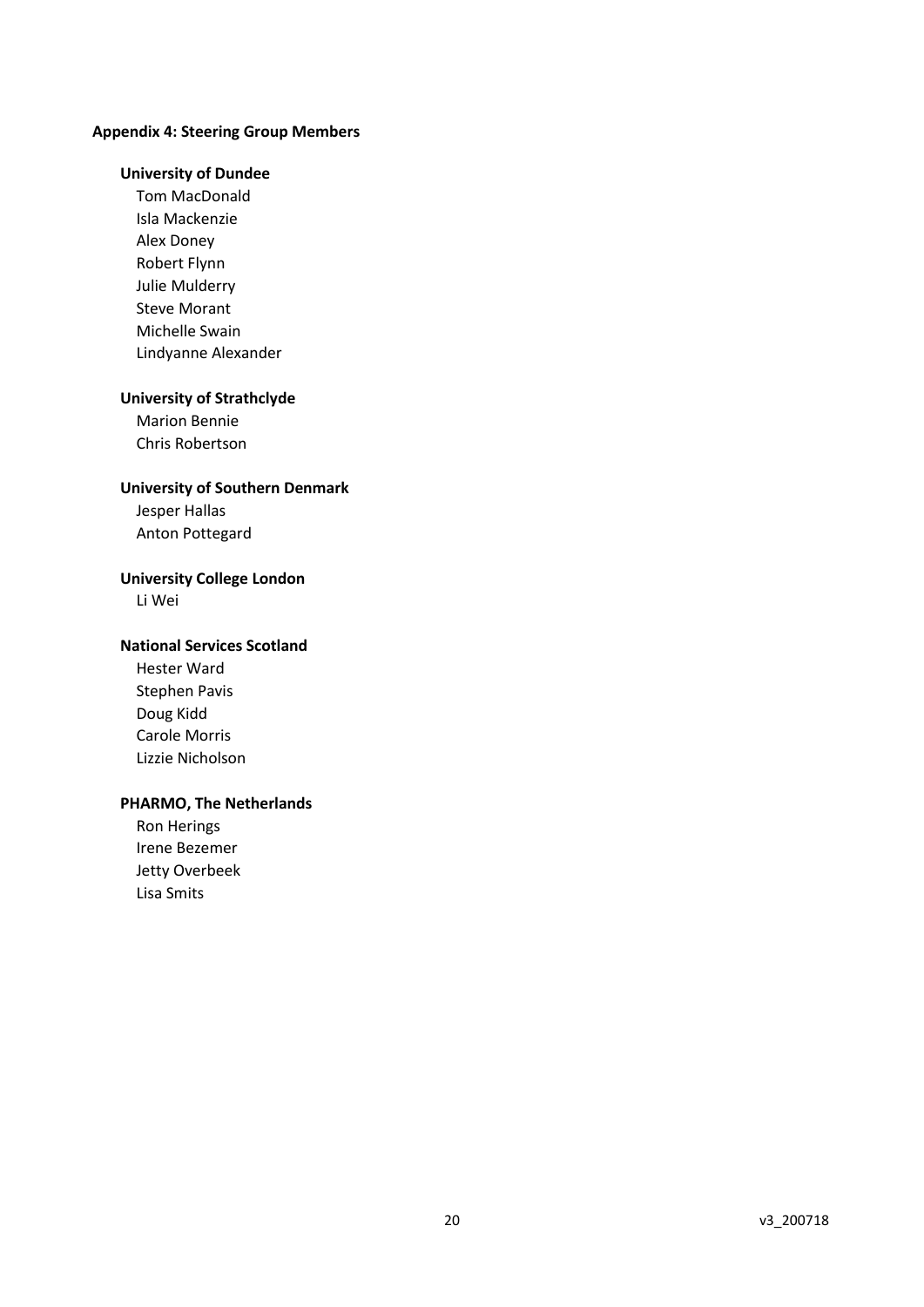## Appendix 4: Steering Group Members

### University of Dundee

Tom MacDonald
Isla Mackenzie
Alex Doney
Robert Flynn
Julie Mulderry
Steve Morant
Michelle Swain
Lindyanne Alexander

### University of Strathclyde

Marion Bennie
Chris Robertson

### University of Southern Denmark

Jesper Hallas
Anton Pottegard

### University College London

Li Wei

### National Services Scotland

Hester Ward
Stephen Pavis
Doug Kidd
Carole Morris
Lizzie Nicholson

### PHARMO, The Netherlands

Ron Herings
Irene Bezemer
Jetty Overbeek
Lisa Smits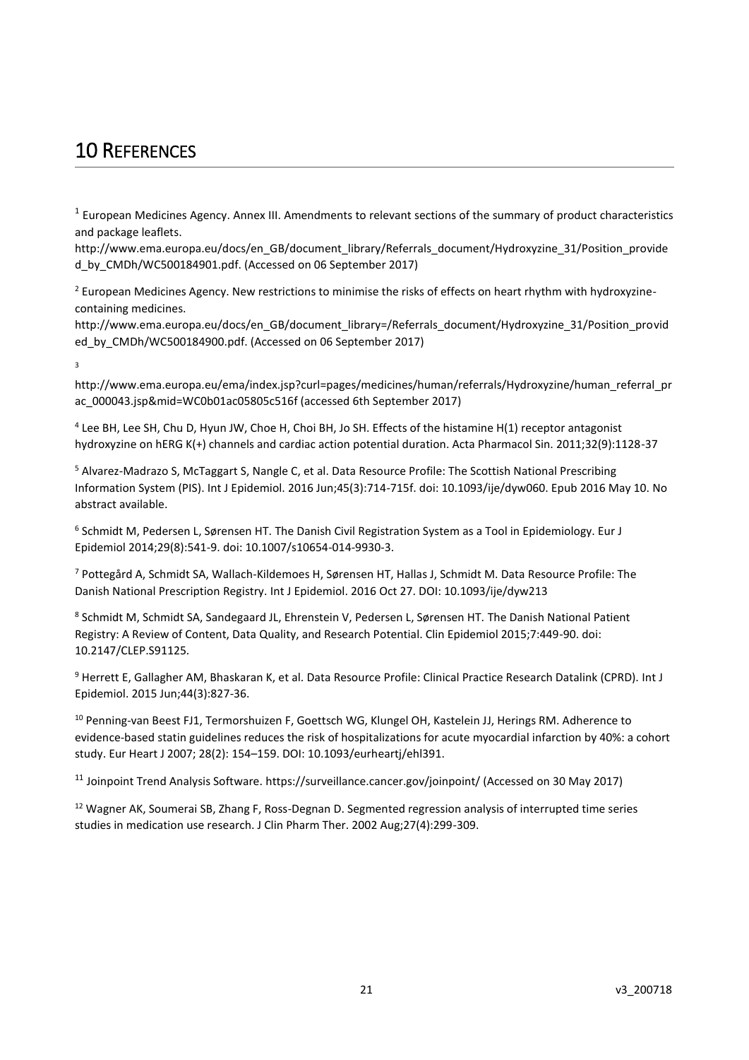# 10 References

[1] European Medicines Agency. Annex III. Amendments to relevant sections of the summary of product characteristics and package leaflets. http://www.ema.europa.eu/docs/en_GB/document_library/Referrals_document/Hydroxyzine_31/Position_provided_by_CMDh/WC500184901.pdf. (Accessed on 06 September 2017)

[2] European Medicines Agency. New restrictions to minimise the risks of effects on heart rhythm with hydroxyzine-containing medicines. http://www.ema.europa.eu/docs/en_GB/document_library=/Referrals_document/Hydroxyzine_31/Position_provided_by_CMDh/WC500184900.pdf. (Accessed on 06 September 2017)

[3] http://www.ema.europa.eu/ema/index.jsp?curl=pages/medicines/human/referrals/Hydroxyzine/human_referral_prac_000043.jsp&mid=WC0b01ac05805c516f (accessed 6th September 2017)

[4] Lee BH, Lee SH, Chu D, Hyun JW, Choe H, Choi BH, Jo SH. Effects of the histamine H(1) receptor antagonist hydroxyzine on hERG K(+) channels and cardiac action potential duration. Acta Pharmacol Sin. 2011;32(9):1128-37

[5] Alvarez-Madrazo S, McTaggart S, Nangle C, et al. Data Resource Profile: The Scottish National Prescribing Information System (PIS). Int J Epidemiol. 2016 Jun;45(3):714-715f. doi: 10.1093/ije/dyw060. Epub 2016 May 10. No abstract available.

[6] Schmidt M, Pedersen L, Sørensen HT. The Danish Civil Registration System as a Tool in Epidemiology. Eur J Epidemiol 2014;29(8):541-9. doi: 10.1007/s10654-014-9930-3.

[7] Pottegård A, Schmidt SA, Wallach-Kildemoes H, Sørensen HT, Hallas J, Schmidt M. Data Resource Profile: The Danish National Prescription Registry. Int J Epidemiol. 2016 Oct 27. DOI: 10.1093/ije/dyw213

[8] Schmidt M, Schmidt SA, Sandegaard JL, Ehrenstein V, Pedersen L, Sørensen HT. The Danish National Patient Registry: A Review of Content, Data Quality, and Research Potential. Clin Epidemiol 2015;7:449-90. doi: 10.2147/CLEP.S91125.

[9] Herrett E, Gallagher AM, Bhaskaran K, et al. Data Resource Profile: Clinical Practice Research Datalink (CPRD). Int J Epidemiol. 2015 Jun;44(3):827-36.

[10] Penning-van Beest FJ1, Termorshuizen F, Goettsch WG, Klungel OH, Kastelein JJ, Herings RM. Adherence to evidence-based statin guidelines reduces the risk of hospitalizations for acute myocardial infarction by 40%: a cohort study. Eur Heart J 2007; 28(2): 154–159. DOI: 10.1093/eurheartj/ehl391.

[11] Joinpoint Trend Analysis Software. https://surveillance.cancer.gov/joinpoint/ (Accessed on 30 May 2017)

[12] Wagner AK, Soumerai SB, Zhang F, Ross-Degnan D. Segmented regression analysis of interrupted time series studies in medication use research. J Clin Pharm Ther. 2002 Aug;27(4):299-309.